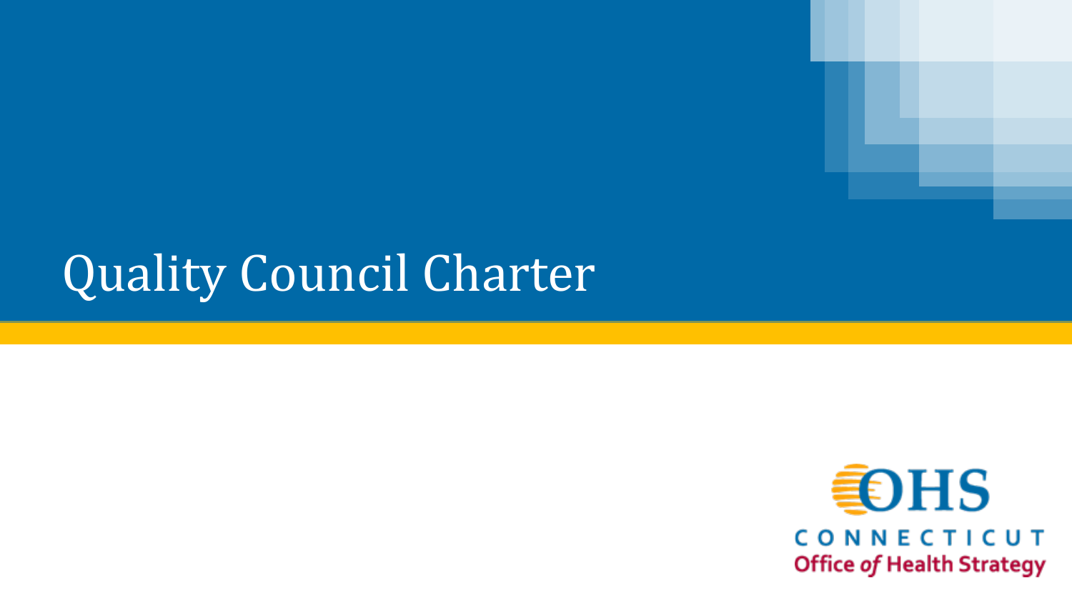# Quality Council Charter

OHS

CONNECTICUT

Office of Health Strategy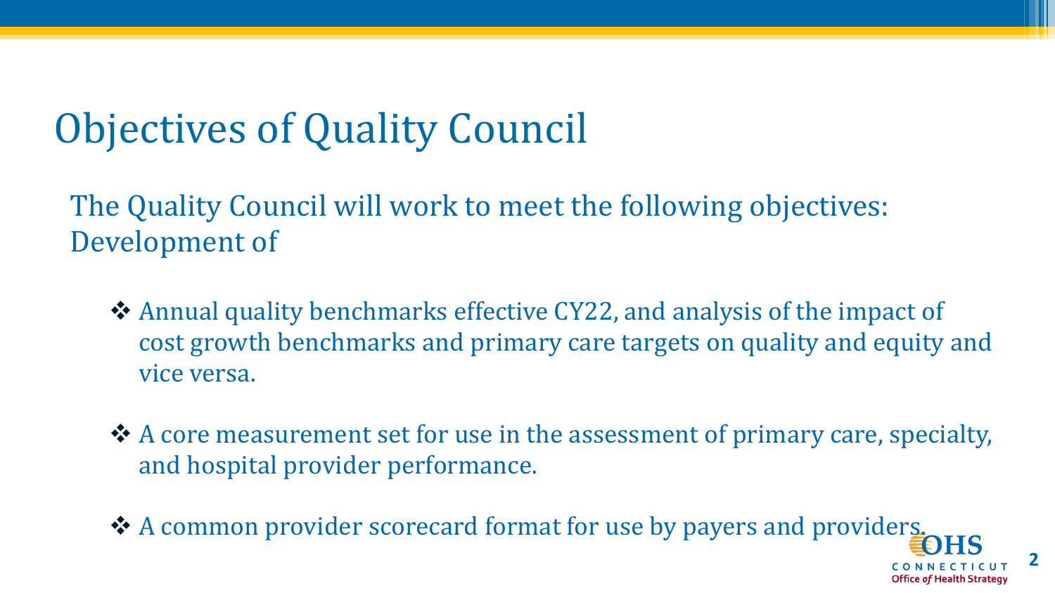# Objectives of Quality Council

The Quality Council will work to meet the following objectives: Development of

- ❖ Annual quality benchmarks effective CY22, and analysis of the impact of cost growth benchmarks and primary care targets on quality and equity and vice versa.
- ❖ A core measurement set for use in the assessment of primary care, specialty, and hospital provider performance.
- ❖ A common provider scorecard format for use by payers and providers.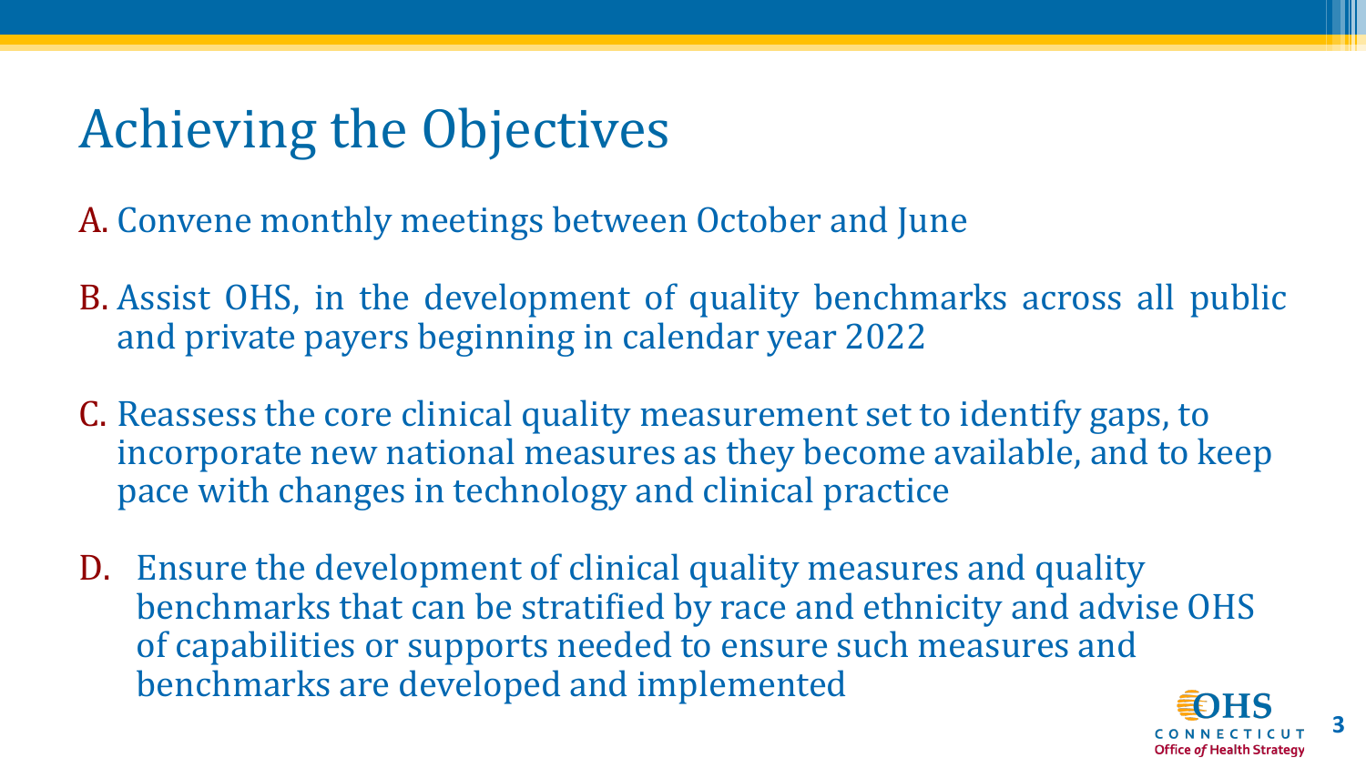# Achieving the Objectives

A. Convene monthly meetings between October and June

B. Assist OHS, in the development of quality benchmarks across all public and private payers beginning in calendar year 2022

C. Reassess the core clinical quality measurement set to identify gaps, to incorporate new national measures as they become available, and to keep pace with changes in technology and clinical practice

D. Ensure the development of clinical quality measures and quality benchmarks that can be stratified by race and ethnicity and advise OHS of capabilities or supports needed to ensure such measures and benchmarks are developed and implemented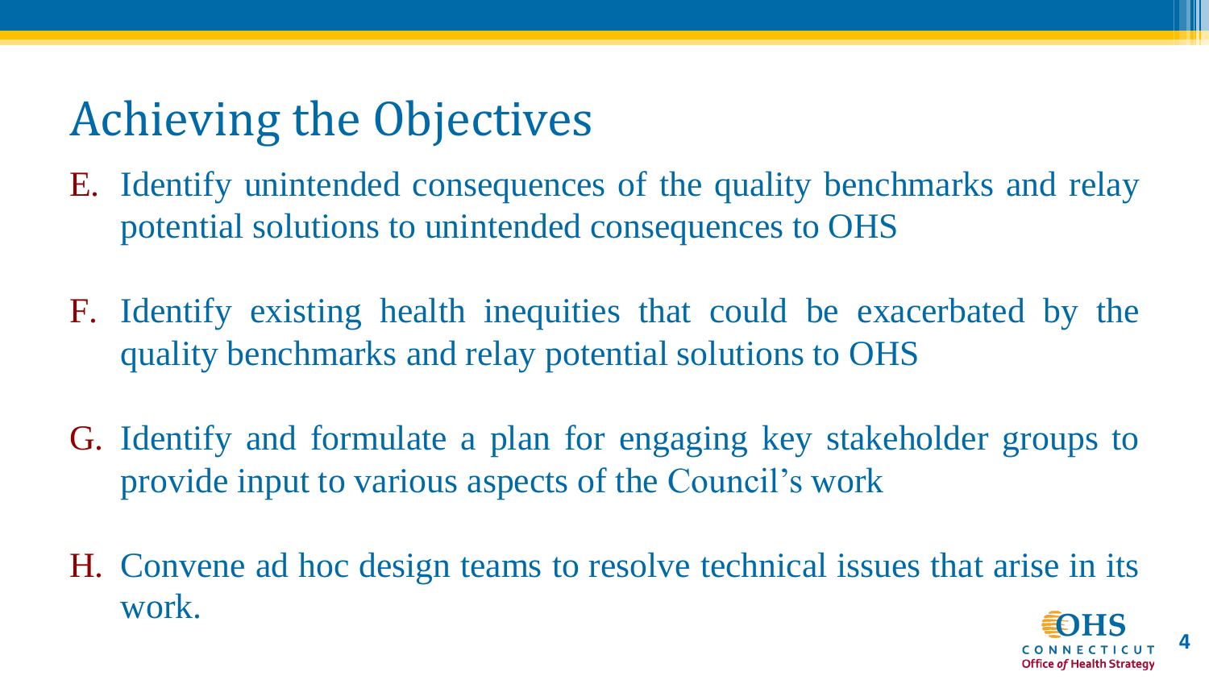# Achieving the Objectives

E. Identify unintended consequences of the quality benchmarks and relay potential solutions to unintended consequences to OHS

F. Identify existing health inequities that could be exacerbated by the quality benchmarks and relay potential solutions to OHS

G. Identify and formulate a plan for engaging key stakeholder groups to provide input to various aspects of the Council's work

H. Convene ad hoc design teams to resolve technical issues that arise in its work.